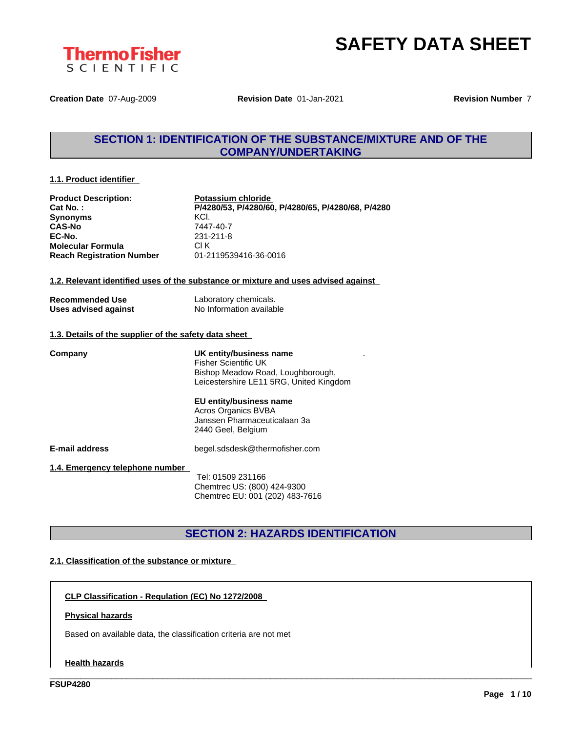ThermoFisher SCIENTIFIC

# SAFETY DATA SHEET

**Creation Date** 07-Aug-2009 **Revision Date** 01-Jan-2021 **Revision Number** 7

## SECTION 1: IDENTIFICATION OF THE SUBSTANCE/MIXTURE AND OF THE COMPANY/UNDERTAKING

### 1.1. Product identifier

| | |
|---|---|
| **Product Description:** | **Potassium chloride** |
| **Cat No. :** | **P/4280/53, P/4280/60, P/4280/65, P/4280/68, P/4280** |
| **Synonyms** | KCl. |
| **CAS-No** | 7447-40-7 |
| **EC-No.** | 231-211-8 |
| **Molecular Formula** | Cl K |
| **Reach Registration Number** | 01-2119539416-36-0016 |

### 1.2. Relevant identified uses of the substance or mixture and uses advised against

| | |
|---|---|
| **Recommended Use** | Laboratory chemicals. |
| **Uses advised against** | No Information available |

### 1.3. Details of the supplier of the safety data sheet

**Company**

**UK entity/business name**
Fisher Scientific UK
Bishop Meadow Road, Loughborough,
Leicestershire LE11 5RG, United Kingdom

**EU entity/business name**
Acros Organics BVBA
Janssen Pharmaceuticalaan 3a
2440 Geel, Belgium

**E-mail address** begel.sdsdesk@thermofisher.com

### 1.4. Emergency telephone number

Tel: 01509 231166
Chemtrec US: (800) 424-9300
Chemtrec EU: 001 (202) 483-7616

## SECTION 2: HAZARDS IDENTIFICATION

### 2.1. Classification of the substance or mixture

**CLP Classification - Regulation (EC) No 1272/2008**

**Physical hazards**

Based on available data, the classification criteria are not met

**Health hazards**

FSUP4280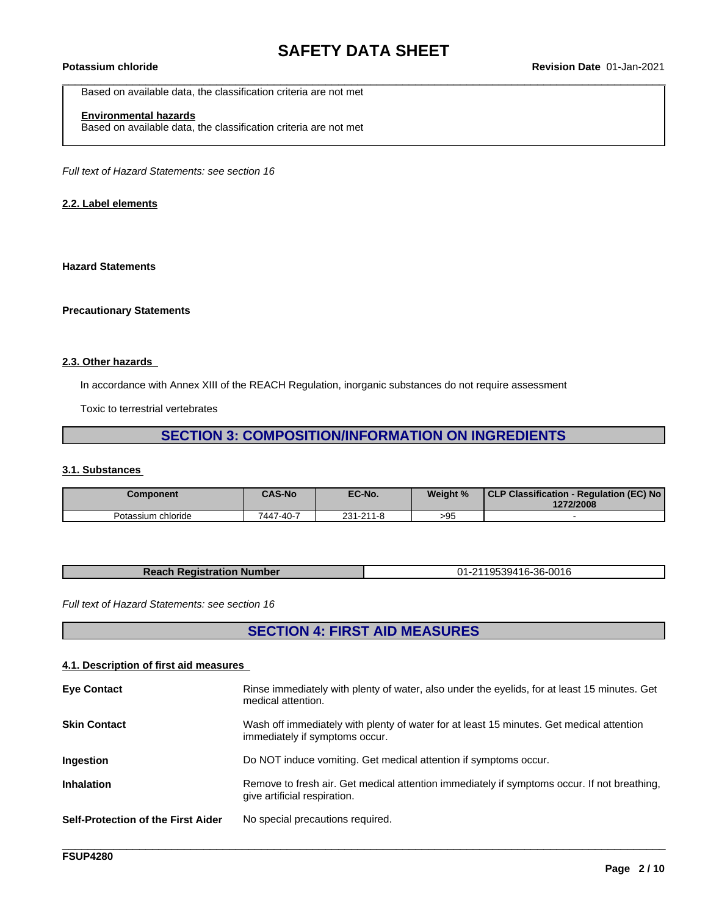Based on available data, the classification criteria are not met

**Environmental hazards**
Based on available data, the classification criteria are not met

*Full text of Hazard Statements: see section 16*

### 2.2. Label elements

**Hazard Statements**

**Precautionary Statements**

### 2.3. Other hazards

In accordance with Annex XIII of the REACH Regulation, inorganic substances do not require assessment

Toxic to terrestrial vertebrates

## SECTION 3: COMPOSITION/INFORMATION ON INGREDIENTS

### 3.1. Substances

| Component | CAS-No | EC-No. | Weight % | CLP Classification - Regulation (EC) No 1272/2008 |
| --- | --- | --- | --- | --- |
| Potassium chloride | 7447-40-7 | 231-211-8 | >95 | - |

| Reach Registration Number | 01-2119539416-36-0016 |
| --- | --- |

*Full text of Hazard Statements: see section 16*

## SECTION 4: FIRST AID MEASURES

### 4.1. Description of first aid measures

**Eye Contact**
Rinse immediately with plenty of water, also under the eyelids, for at least 15 minutes. Get medical attention.

**Skin Contact**
Wash off immediately with plenty of water for at least 15 minutes. Get medical attention immediately if symptoms occur.

**Ingestion**
Do NOT induce vomiting. Get medical attention if symptoms occur.

**Inhalation**
Remove to fresh air. Get medical attention immediately if symptoms occur. If not breathing, give artificial respiration.

**Self-Protection of the First Aider**
No special precautions required.

FSUP4280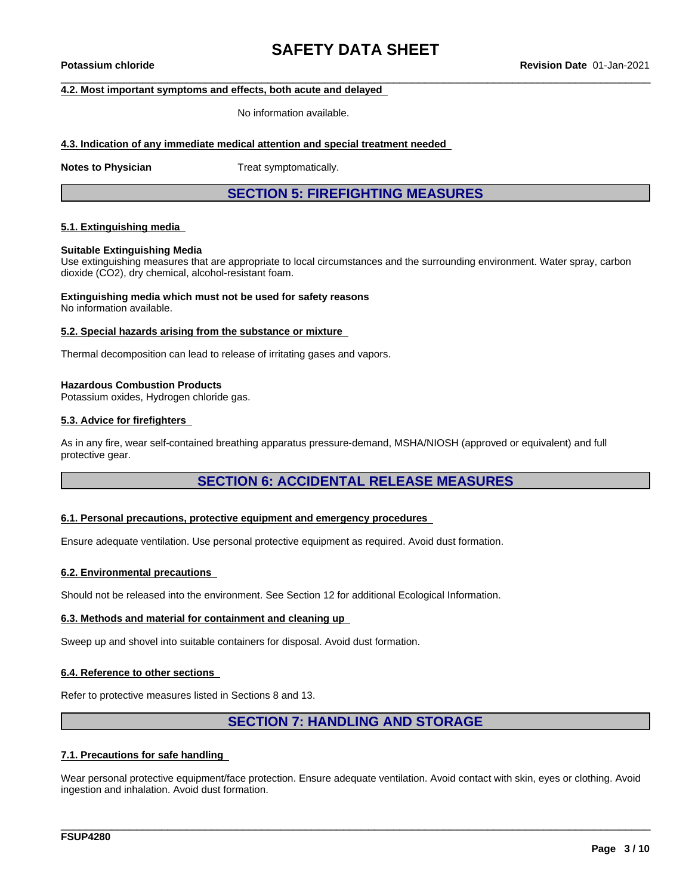### 4.2. Most important symptoms and effects, both acute and delayed

No information available.

### 4.3. Indication of any immediate medical attention and special treatment needed

**Notes to Physician** Treat symptomatically.

## SECTION 5: FIREFIGHTING MEASURES

### 5.1. Extinguishing media

**Suitable Extinguishing Media**
Use extinguishing measures that are appropriate to local circumstances and the surrounding environment. Water spray, carbon dioxide ($CO_2$), dry chemical, alcohol-resistant foam.

**Extinguishing media which must not be used for safety reasons**
No information available.

### 5.2. Special hazards arising from the substance or mixture

Thermal decomposition can lead to release of irritating gases and vapors.

**Hazardous Combustion Products**
Potassium oxides, Hydrogen chloride gas.

### 5.3. Advice for firefighters

As in any fire, wear self-contained breathing apparatus pressure-demand, MSHA/NIOSH (approved or equivalent) and full protective gear.

## SECTION 6: ACCIDENTAL RELEASE MEASURES

### 6.1. Personal precautions, protective equipment and emergency procedures

Ensure adequate ventilation. Use personal protective equipment as required. Avoid dust formation.

### 6.2. Environmental precautions

Should not be released into the environment. See Section 12 for additional Ecological Information.

### 6.3. Methods and material for containment and cleaning up

Sweep up and shovel into suitable containers for disposal. Avoid dust formation.

### 6.4. Reference to other sections

Refer to protective measures listed in Sections 8 and 13.

## SECTION 7: HANDLING AND STORAGE

### 7.1. Precautions for safe handling

Wear personal protective equipment/face protection. Ensure adequate ventilation. Avoid contact with skin, eyes or clothing. Avoid ingestion and inhalation. Avoid dust formation.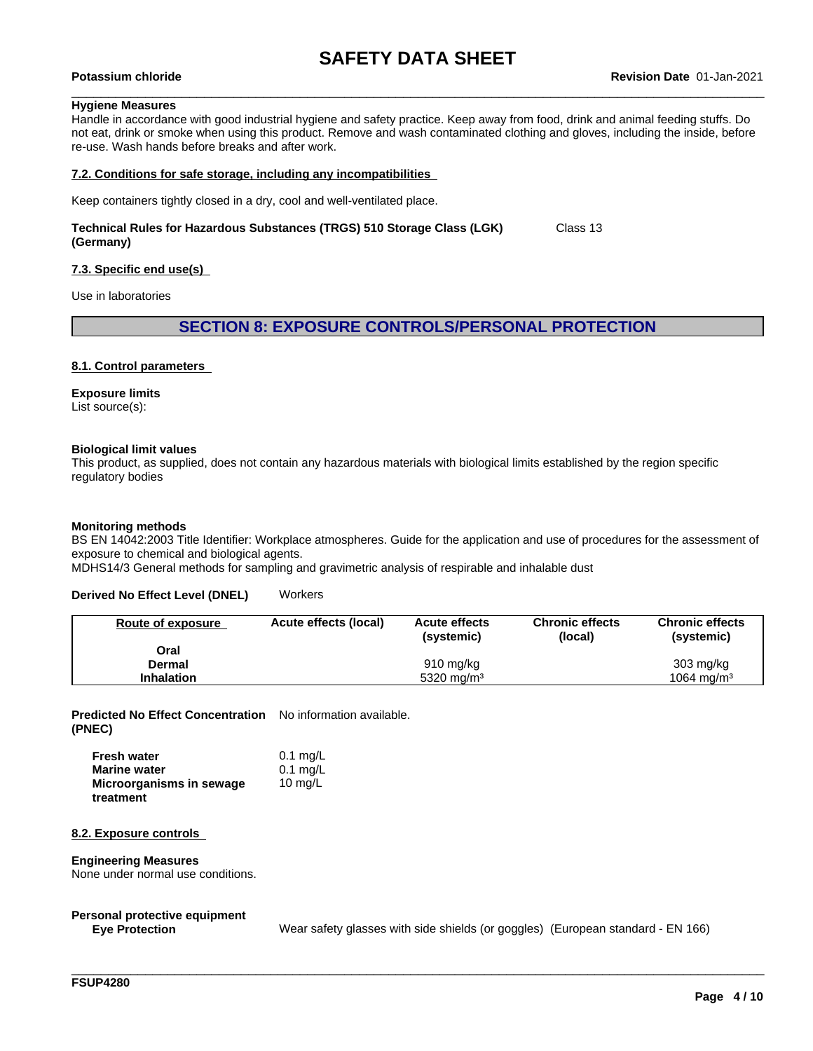**Hygiene Measures**
Handle in accordance with good industrial hygiene and safety practice. Keep away from food, drink and animal feeding stuffs. Do not eat, drink or smoke when using this product. Remove and wash contaminated clothing and gloves, including the inside, before re-use. Wash hands before breaks and after work.

**7.2. Conditions for safe storage, including any incompatibilities**

Keep containers tightly closed in a dry, cool and well-ventilated place.

**Technical Rules for Hazardous Substances (TRGS) 510 Storage Class (LGK) (Germany)** Class 13

**7.3. Specific end use(s)**

Use in laboratories

## SECTION 8: EXPOSURE CONTROLS/PERSONAL PROTECTION

**8.1. Control parameters**

**Exposure limits**
List source(s):

**Biological limit values**
This product, as supplied, does not contain any hazardous materials with biological limits established by the region specific regulatory bodies

**Monitoring methods**
BS EN 14042:2003 Title Identifier: Workplace atmospheres. Guide for the application and use of procedures for the assessment of exposure to chemical and biological agents.
MDHS14/3 General methods for sampling and gravimetric analysis of respirable and inhalable dust

**Derived No Effect Level (DNEL)** Workers

| Route of exposure | Acute effects (local) | Acute effects (systemic) | Chronic effects (local) | Chronic effects (systemic) |
|---|---|---|---|---|
| **Oral** | | | | |
| **Dermal** | | 910 mg/kg | | 303 mg/kg |
| **Inhalation** | | 5320 mg/m³ | | 1064 mg/m³ |

**Predicted No Effect Concentration (PNEC)** No information available.

| | |
|---|---|
| **Fresh water** | 0.1 mg/L |
| **Marine water** | 0.1 mg/L |
| **Microorganisms in sewage treatment** | 10 mg/L |

**8.2. Exposure controls**

**Engineering Measures**
None under normal use conditions.

**Personal protective equipment**
**Eye Protection** Wear safety glasses with side shields (or goggles) (European standard - EN 166)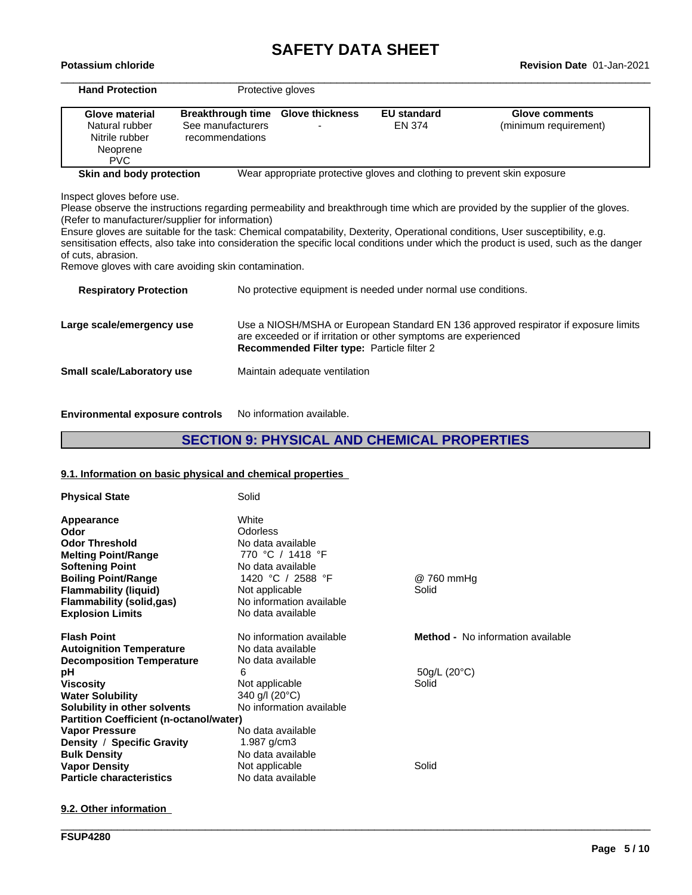**Hand Protection** Protective gloves

| Glove material | Breakthrough time | Glove thickness | EU standard | Glove comments |
|---|---|---|---|---|
| Natural rubber<br>Nitrile rubber<br>Neoprene<br>PVC | See manufacturers recommendations | - | EN 374 | (minimum requirement) |

**Skin and body protection** Wear appropriate protective gloves and clothing to prevent skin exposure

Inspect gloves before use.
Please observe the instructions regarding permeability and breakthrough time which are provided by the supplier of the gloves. (Refer to manufacturer/supplier for information)
Ensure gloves are suitable for the task: Chemical compatability, Dexterity, Operational conditions, User susceptibility, e.g. sensitisation effects, also take into consideration the specific local conditions under which the product is used, such as the danger of cuts, abrasion.
Remove gloves with care avoiding skin contamination.

**Respiratory Protection** No protective equipment is needed under normal use conditions.

**Large scale/emergency use** Use a NIOSH/MSHA or European Standard EN 136 approved respirator if exposure limits are exceeded or if irritation or other symptoms are experienced
**Recommended Filter type:** Particle filter 2

**Small scale/Laboratory use** Maintain adequate ventilation

**Environmental exposure controls** No information available.

## SECTION 9: PHYSICAL AND CHEMICAL PROPERTIES

### 9.1. Information on basic physical and chemical properties

| Property | Value | Remarks |
|---|---|---|
| **Physical State** | Solid | |
| **Appearance** | White | |
| **Odor** | Odorless | |
| **Odor Threshold** | No data available | |
| **Melting Point/Range** | 770 °C / 1418 °F | |
| **Softening Point** | No data available | |
| **Boiling Point/Range** | 1420 °C / 2588 °F | @ 760 mmHg |
| **Flammability (liquid)** | Not applicable | Solid |
| **Flammability (solid,gas)** | No information available | |
| **Explosion Limits** | No data available | |
| **Flash Point** | No information available | **Method -** No information available |
| **Autoignition Temperature** | No data available | |
| **Decomposition Temperature** | No data available | |
| **pH** | 6 | 50g/L (20°C) |
| **Viscosity** | Not applicable | Solid |
| **Water Solubility** | 340 g/l (20°C) | |
| **Solubility in other solvents** | No information available | |
| **Partition Coefficient (n-octanol/water)** | | |
| **Vapor Pressure** | No data available | |
| **Density / Specific Gravity** | 1.987 g/cm3 | |
| **Bulk Density** | No data available | |
| **Vapor Density** | Not applicable | Solid |
| **Particle characteristics** | No data available | |

### 9.2. Other information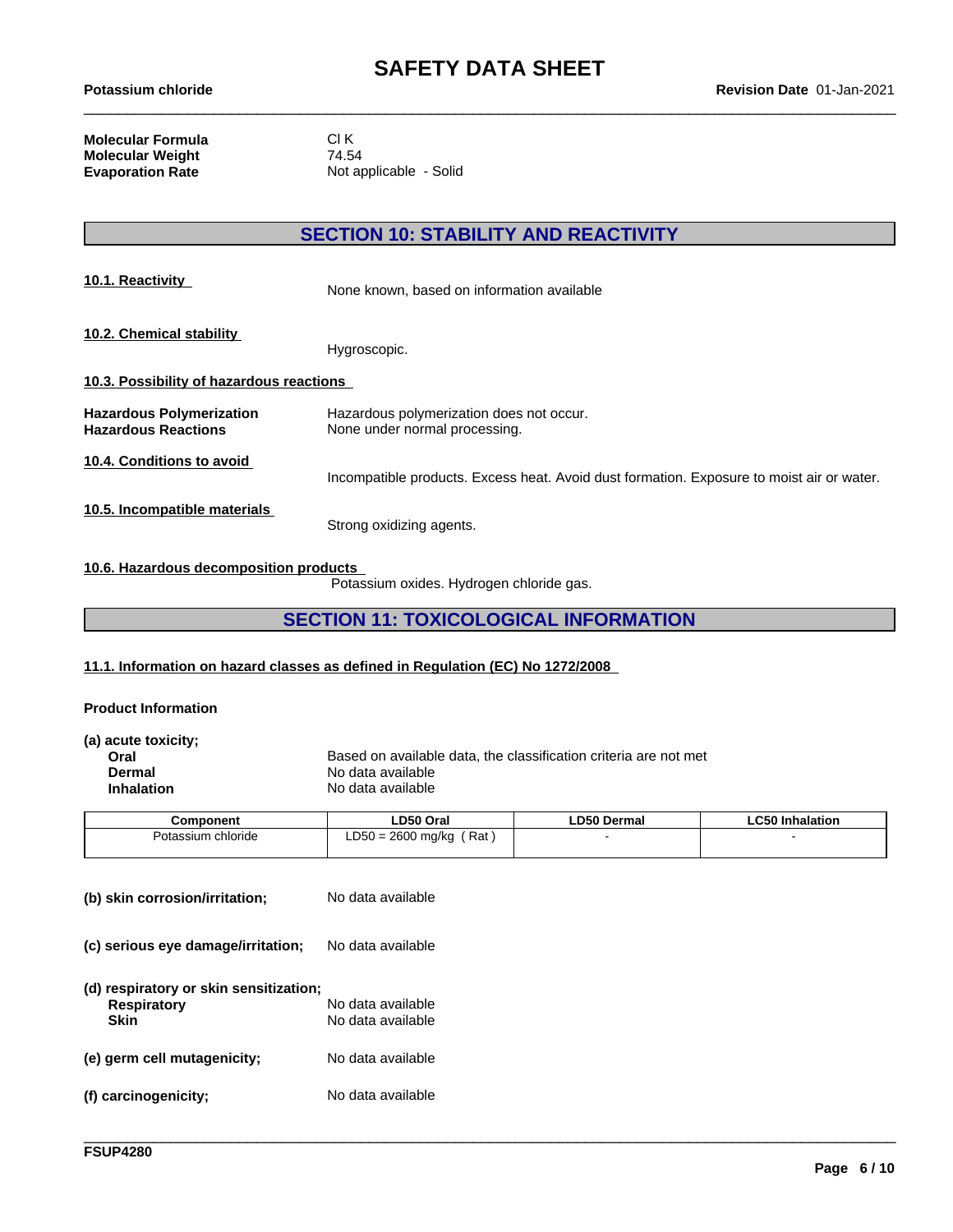| | |
|---|---|
| **Molecular Formula** | Cl K |
| **Molecular Weight** | 74.54 |
| **Evaporation Rate** | Not applicable - Solid |

## SECTION 10: STABILITY AND REACTIVITY

**10.1. Reactivity**

None known, based on information available

**10.2. Chemical stability**

Hygroscopic.

**10.3. Possibility of hazardous reactions**

| | |
|---|---|
| **Hazardous Polymerization** | Hazardous polymerization does not occur. |
| **Hazardous Reactions** | None under normal processing. |

**10.4. Conditions to avoid**

Incompatible products. Excess heat. Avoid dust formation. Exposure to moist air or water.

**10.5. Incompatible materials**

Strong oxidizing agents.

**10.6. Hazardous decomposition products**

Potassium oxides. Hydrogen chloride gas.

## SECTION 11: TOXICOLOGICAL INFORMATION

**11.1. Information on hazard classes as defined in Regulation (EC) No 1272/2008**

**Product Information**

**(a) acute toxicity;**

| | |
|---|---|
| **Oral** | Based on available data, the classification criteria are not met |
| **Dermal** | No data available |
| **Inhalation** | No data available |

| Component | LD50 Oral | LD50 Dermal | LC50 Inhalation |
|---|---|---|---|
| Potassium chloride | LD50 = 2600 mg/kg ( Rat ) | - | - |

**(b) skin corrosion/irritation;** No data available

**(c) serious eye damage/irritation;** No data available

**(d) respiratory or skin sensitization;**

| | |
|---|---|
| **Respiratory** | No data available |
| **Skin** | No data available |

**(e) germ cell mutagenicity;** No data available

**(f) carcinogenicity;** No data available

FSUP4280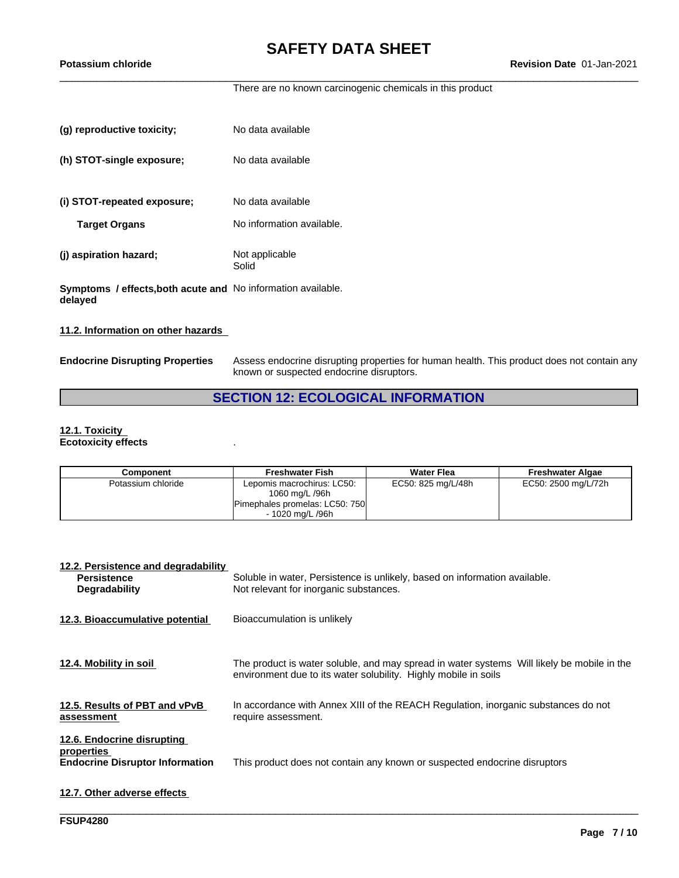There are no known carcinogenic chemicals in this product

**(g) reproductive toxicity;** No data available

**(h) STOT-single exposure;** No data available

**(i) STOT-repeated exposure;** No data available

**Target Organs** No information available.

**(j) aspiration hazard;** Not applicable
Solid

**Symptoms / effects,both acute and delayed** No information available.

**11.2. Information on other hazards**

**Endocrine Disrupting Properties** Assess endocrine disrupting properties for human health. This product does not contain any known or suspected endocrine disruptors.

## SECTION 12: ECOLOGICAL INFORMATION

**12.1. Toxicity**
**Ecotoxicity effects** .

| Component | Freshwater Fish | Water Flea | Freshwater Algae |
|---|---|---|---|
| Potassium chloride | Lepomis macrochirus: LC50: 1060 mg/L /96h<br>Pimephales promelas: LC50: 750 - 1020 mg/L /96h | EC50: 825 mg/L/48h | EC50: 2500 mg/L/72h |

**12.2. Persistence and degradability**
**Persistence** Soluble in water, Persistence is unlikely, based on information available.
**Degradability** Not relevant for inorganic substances.

**12.3. Bioaccumulative potential** Bioaccumulation is unlikely

**12.4. Mobility in soil** The product is water soluble, and may spread in water systems Will likely be mobile in the environment due to its water solubility. Highly mobile in soils

**12.5. Results of PBT and vPvB assessment** In accordance with Annex XIII of the REACH Regulation, inorganic substances do not require assessment.

**12.6. Endocrine disrupting properties**
**Endocrine Disruptor Information** This product does not contain any known or suspected endocrine disruptors

**12.7. Other adverse effects**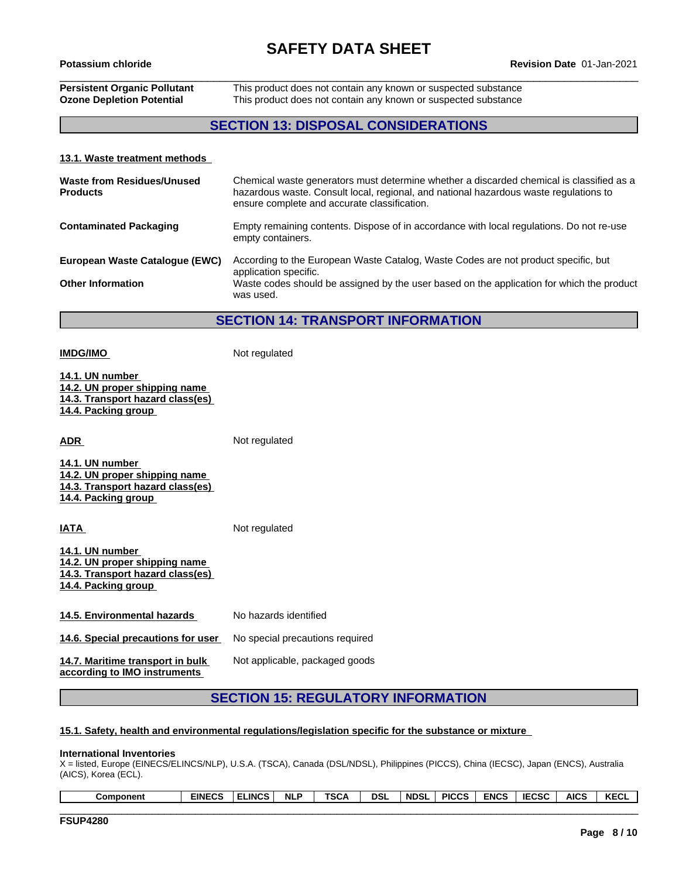| | |
|---|---|
| **Persistent Organic Pollutant** | This product does not contain any known or suspected substance |
| **Ozone Depletion Potential** | This product does not contain any known or suspected substance |

## SECTION 13: DISPOSAL CONSIDERATIONS

**13.1. Waste treatment methods**

| | |
|---|---|
| **Waste from Residues/Unused Products** | Chemical waste generators must determine whether a discarded chemical is classified as a hazardous waste. Consult local, regional, and national hazardous waste regulations to ensure complete and accurate classification. |
| **Contaminated Packaging** | Empty remaining contents. Dispose of in accordance with local regulations. Do not re-use empty containers. |
| **European Waste Catalogue (EWC)** | According to the European Waste Catalog, Waste Codes are not product specific, but application specific. |
| **Other Information** | Waste codes should be assigned by the user based on the application for which the product was used. |

## SECTION 14: TRANSPORT INFORMATION

**IMDG/IMO** Not regulated

**14.1. UN number**
**14.2. UN proper shipping name**
**14.3. Transport hazard class(es)**
**14.4. Packing group**

**ADR** Not regulated

**14.1. UN number**
**14.2. UN proper shipping name**
**14.3. Transport hazard class(es)**
**14.4. Packing group**

**IATA** Not regulated

**14.1. UN number**
**14.2. UN proper shipping name**
**14.3. Transport hazard class(es)**
**14.4. Packing group**

| | |
|---|---|
| **14.5. Environmental hazards** | No hazards identified |
| **14.6. Special precautions for user** | No special precautions required |
| **14.7. Maritime transport in bulk according to IMO instruments** | Not applicable, packaged goods |

## SECTION 15: REGULATORY INFORMATION

**15.1. Safety, health and environmental regulations/legislation specific for the substance or mixture**

**International Inventories**
X = listed, Europe (EINECS/ELINCS/NLP), U.S.A. (TSCA), Canada (DSL/NDSL), Philippines (PICCS), China (IECSC), Japan (ENCS), Australia (AICS), Korea (ECL).

| Component | EINECS | ELINCS | NLP | TSCA | DSL | NDSL | PICCS | ENCS | IECSC | AICS | KECL |
|---|---|---|---|---|---|---|---|---|---|---|---|

FSUP4280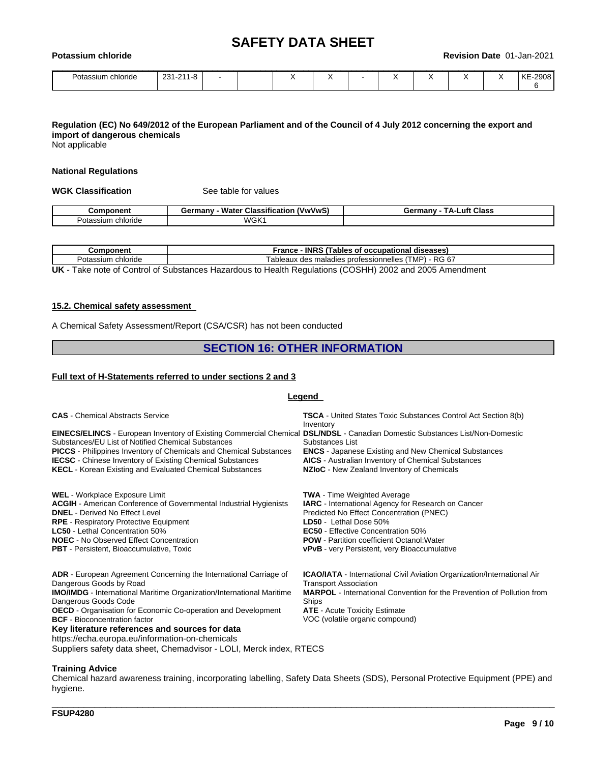| Potassium chloride | 231-211-8 | - | | X | X | - | X | X | X | X | KE-29086 |
|---|---|---|---|---|---|---|---|---|---|---|---|

**Regulation (EC) No 649/2012 of the European Parliament and of the Council of 4 July 2012 concerning the export and import of dangerous chemicals**
Not applicable

**National Regulations**

**WGK Classification** See table for values

| Component | Germany - Water Classification (VwVwS) | Germany - TA-Luft Class |
|---|---|---|
| Potassium chloride | WGK1 | |

| Component | France - INRS (Tables of occupational diseases) |
|---|---|
| Potassium chloride | Tableaux des maladies professionnelles (TMP) - RG 67 |

**UK** - Take note of Control of Substances Hazardous to Health Regulations (COSHH) 2002 and 2005 Amendment

**15.2. Chemical safety assessment**

A Chemical Safety Assessment/Report (CSA/CSR) has not been conducted

# SECTION 16: OTHER INFORMATION

**Full text of H-Statements referred to under sections 2 and 3**

**Legend**

**CAS** - Chemical Abstracts Service
**TSCA** - United States Toxic Substances Control Act Section 8(b) Inventory
**EINECS/ELINCS** - European Inventory of Existing Commercial Chemical Substances/EU List of Notified Chemical Substances
**DSL/NDSL** - Canadian Domestic Substances List/Non-Domestic Substances List
**PICCS** - Philippines Inventory of Chemicals and Chemical Substances
**ENCS** - Japanese Existing and New Chemical Substances
**IECSC** - Chinese Inventory of Existing Chemical Substances
**AICS** - Australian Inventory of Chemical Substances
**KECL** - Korean Existing and Evaluated Chemical Substances
**NZIoC** - New Zealand Inventory of Chemicals

**WEL** - Workplace Exposure Limit
**TWA** - Time Weighted Average
**ACGIH** - American Conference of Governmental Industrial Hygienists
**IARC** - International Agency for Research on Cancer
**DNEL** - Derived No Effect Level
Predicted No Effect Concentration (PNEC)
**RPE** - Respiratory Protective Equipment
**LD50** - Lethal Dose 50%
**LC50** - Lethal Concentration 50%
**EC50** - Effective Concentration 50%
**NOEC** - No Observed Effect Concentration
**POW** - Partition coefficient Octanol:Water
**PBT** - Persistent, Bioaccumulative, Toxic
**vPvB** - very Persistent, very Bioaccumulative

**ADR** - European Agreement Concerning the International Carriage of Dangerous Goods by Road
**ICAO/IATA** - International Civil Aviation Organization/International Air Transport Association
**IMO/IMDG** - International Maritime Organization/International Maritime Dangerous Goods Code
**MARPOL** - International Convention for the Prevention of Pollution from Ships
**OECD** - Organisation for Economic Co-operation and Development
**ATE** - Acute Toxicity Estimate
**BCF** - Bioconcentration factor
VOC (volatile organic compound)

**Key literature references and sources for data**
https://echa.europa.eu/information-on-chemicals
Suppliers safety data sheet, Chemadvisor - LOLI, Merck index, RTECS

**Training Advice**
Chemical hazard awareness training, incorporating labelling, Safety Data Sheets (SDS), Personal Protective Equipment (PPE) and hygiene.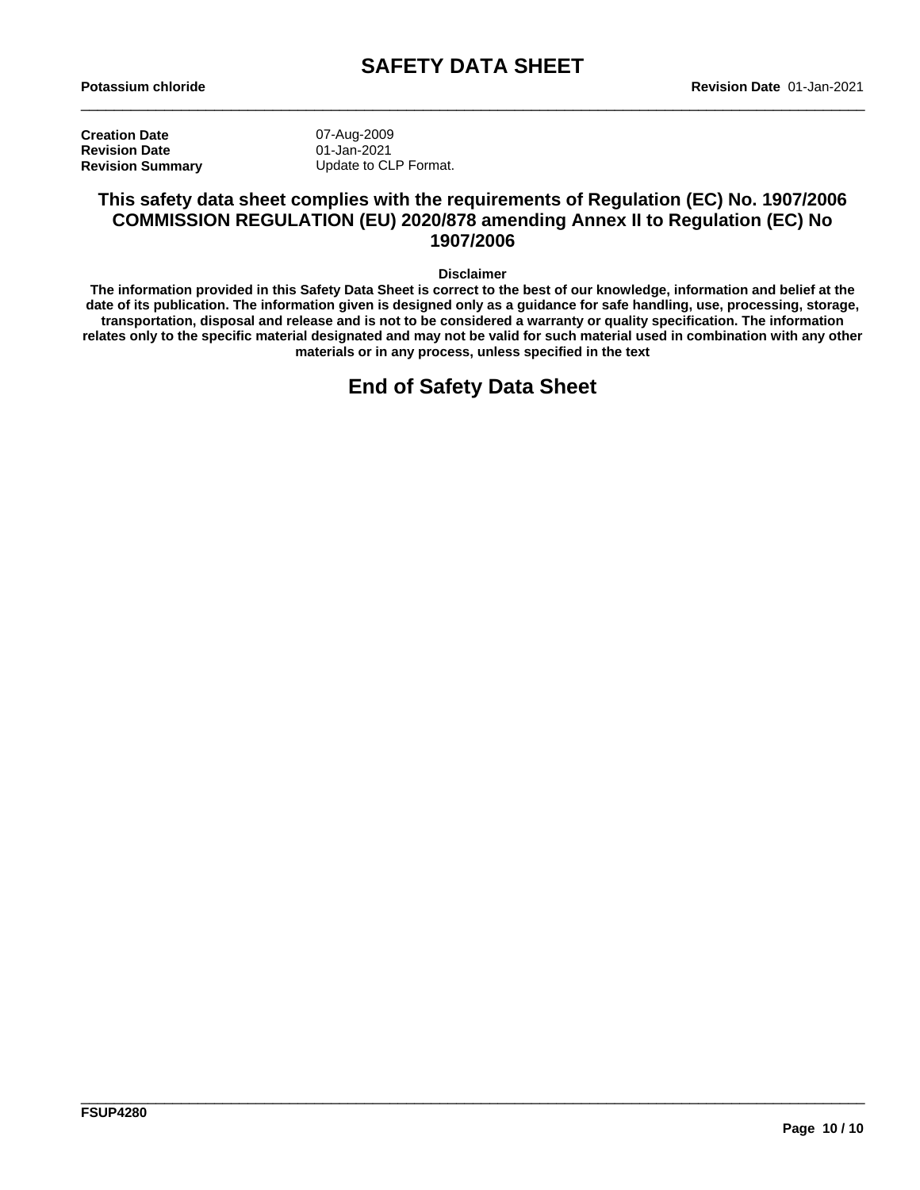| | |
|---|---|
| **Creation Date** | 07-Aug-2009 |
| **Revision Date** | 01-Jan-2021 |
| **Revision Summary** | Update to CLP Format. |

**This safety data sheet complies with the requirements of Regulation (EC) No. 1907/2006 COMMISSION REGULATION (EU) 2020/878 amending Annex II to Regulation (EC) No 1907/2006**

**Disclaimer**

**The information provided in this Safety Data Sheet is correct to the best of our knowledge, information and belief at the date of its publication. The information given is designed only as a guidance for safe handling, use, processing, storage, transportation, disposal and release and is not to be considered a warranty or quality specification. The information relates only to the specific material designated and may not be valid for such material used in combination with any other materials or in any process, unless specified in the text**

## End of Safety Data Sheet